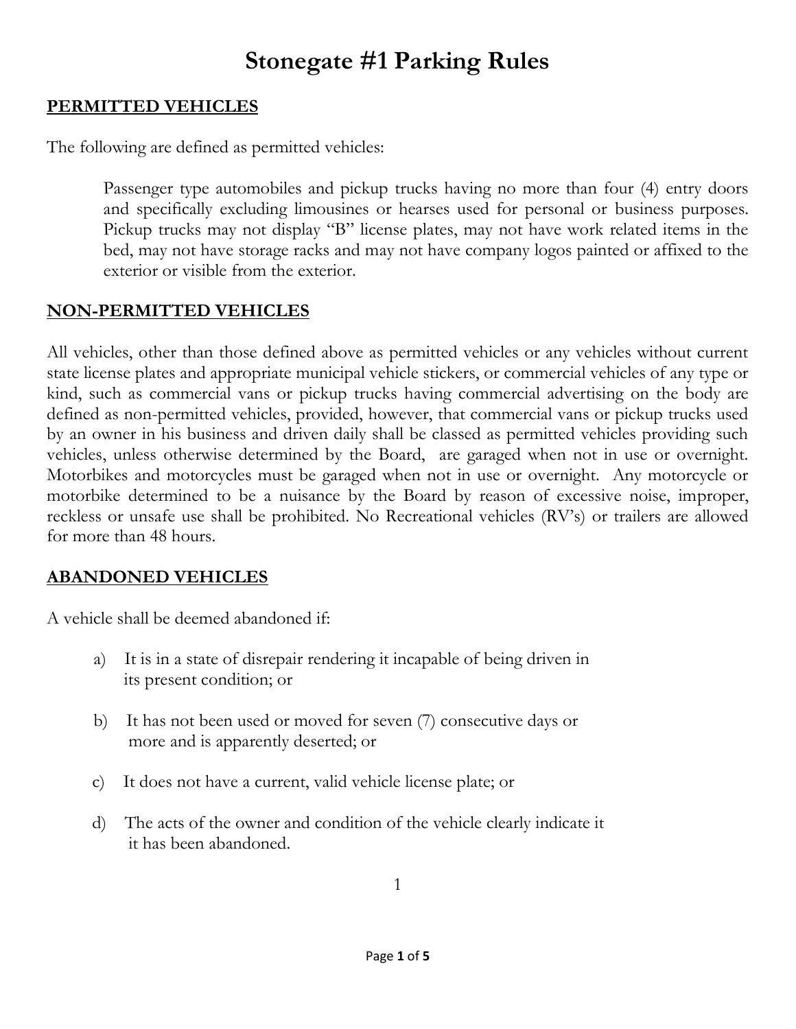# Stonegate #1 Parking Rules

## PERMITTED VEHICLES

The following are defined as permitted vehicles:

> Passenger type automobiles and pickup trucks having no more than four (4) entry doors and specifically excluding limousines or hearses used for personal or business purposes. Pickup trucks may not display "B" license plates, may not have work related items in the bed, may not have storage racks and may not have company logos painted or affixed to the exterior or visible from the exterior.

## NON-PERMITTED VEHICLES

All vehicles, other than those defined above as permitted vehicles or any vehicles without current state license plates and appropriate municipal vehicle stickers, or commercial vehicles of any type or kind, such as commercial vans or pickup trucks having commercial advertising on the body are defined as non-permitted vehicles, provided, however, that commercial vans or pickup trucks used by an owner in his business and driven daily shall be classed as permitted vehicles providing such vehicles, unless otherwise determined by the Board, are garaged when not in use or overnight. Motorbikes and motorcycles must be garaged when not in use or overnight. Any motorcycle or motorbike determined to be a nuisance by the Board by reason of excessive noise, improper, reckless or unsafe use shall be prohibited. No Recreational vehicles (RV's) or trailers are allowed for more than 48 hours.

## ABANDONED VEHICLES

A vehicle shall be deemed abandoned if:

a) It is in a state of disrepair rendering it incapable of being driven in its present condition; or

b) It has not been used or moved for seven (7) consecutive days or more and is apparently deserted; or

c) It does not have a current, valid vehicle license plate; or

d) The acts of the owner and condition of the vehicle clearly indicate it it has been abandoned.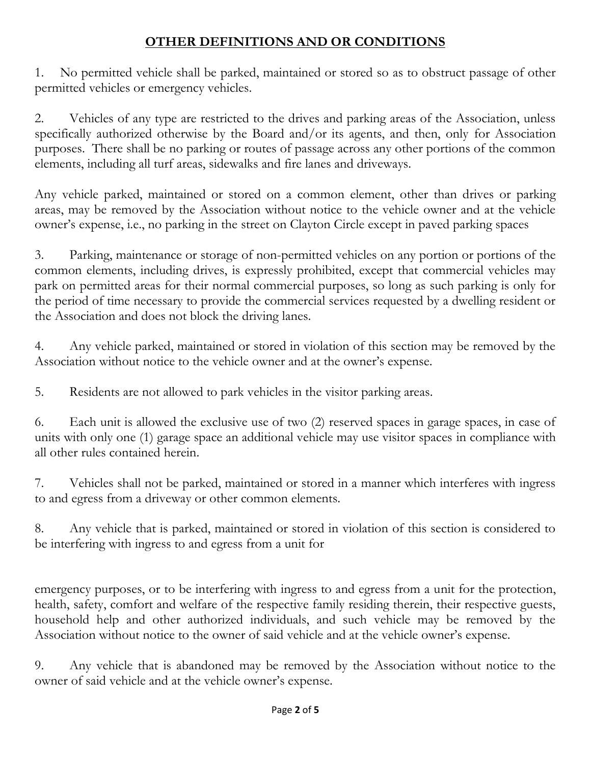## OTHER DEFINITIONS AND OR CONDITIONS

1. No permitted vehicle shall be parked, maintained or stored so as to obstruct passage of other permitted vehicles or emergency vehicles.

2. Vehicles of any type are restricted to the drives and parking areas of the Association, unless specifically authorized otherwise by the Board and/or its agents, and then, only for Association purposes. There shall be no parking or routes of passage across any other portions of the common elements, including all turf areas, sidewalks and fire lanes and driveways.

Any vehicle parked, maintained or stored on a common element, other than drives or parking areas, may be removed by the Association without notice to the vehicle owner and at the vehicle owner's expense, i.e., no parking in the street on Clayton Circle except in paved parking spaces

3. Parking, maintenance or storage of non-permitted vehicles on any portion or portions of the common elements, including drives, is expressly prohibited, except that commercial vehicles may park on permitted areas for their normal commercial purposes, so long as such parking is only for the period of time necessary to provide the commercial services requested by a dwelling resident or the Association and does not block the driving lanes.

4. Any vehicle parked, maintained or stored in violation of this section may be removed by the Association without notice to the vehicle owner and at the owner's expense.

5. Residents are not allowed to park vehicles in the visitor parking areas.

6. Each unit is allowed the exclusive use of two (2) reserved spaces in garage spaces, in case of units with only one (1) garage space an additional vehicle may use visitor spaces in compliance with all other rules contained herein.

7. Vehicles shall not be parked, maintained or stored in a manner which interferes with ingress to and egress from a driveway or other common elements.

8. Any vehicle that is parked, maintained or stored in violation of this section is considered to be interfering with ingress to and egress from a unit for emergency purposes, or to be interfering with ingress to and egress from a unit for the protection, health, safety, comfort and welfare of the respective family residing therein, their respective guests, household help and other authorized individuals, and such vehicle may be removed by the Association without notice to the owner of said vehicle and at the vehicle owner's expense.

9. Any vehicle that is abandoned may be removed by the Association without notice to the owner of said vehicle and at the vehicle owner's expense.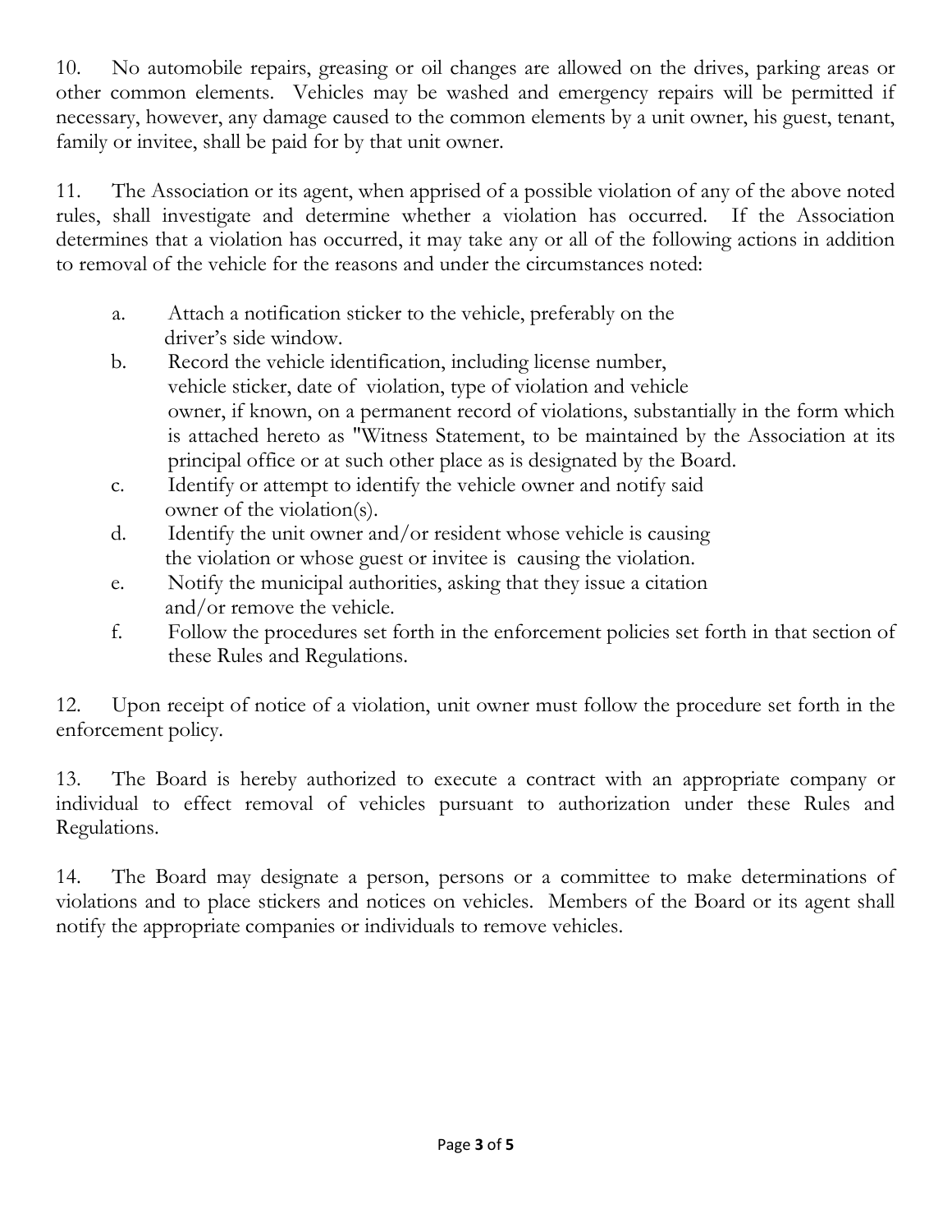10. No automobile repairs, greasing or oil changes are allowed on the drives, parking areas or other common elements. Vehicles may be washed and emergency repairs will be permitted if necessary, however, any damage caused to the common elements by a unit owner, his guest, tenant, family or invitee, shall be paid for by that unit owner.

11. The Association or its agent, when apprised of a possible violation of any of the above noted rules, shall investigate and determine whether a violation has occurred. If the Association determines that a violation has occurred, it may take any or all of the following actions in addition to removal of the vehicle for the reasons and under the circumstances noted:

   a. Attach a notification sticker to the vehicle, preferably on the driver's side window.
   b. Record the vehicle identification, including license number, vehicle sticker, date of violation, type of violation and vehicle owner, if known, on a permanent record of violations, substantially in the form which is attached hereto as "Witness Statement, to be maintained by the Association at its principal office or at such other place as is designated by the Board.
   c. Identify or attempt to identify the vehicle owner and notify said owner of the violation(s).
   d. Identify the unit owner and/or resident whose vehicle is causing the violation or whose guest or invitee is causing the violation.
   e. Notify the municipal authorities, asking that they issue a citation and/or remove the vehicle.
   f. Follow the procedures set forth in the enforcement policies set forth in that section of these Rules and Regulations.

12. Upon receipt of notice of a violation, unit owner must follow the procedure set forth in the enforcement policy.

13. The Board is hereby authorized to execute a contract with an appropriate company or individual to effect removal of vehicles pursuant to authorization under these Rules and Regulations.

14. The Board may designate a person, persons or a committee to make determinations of violations and to place stickers and notices on vehicles. Members of the Board or its agent shall notify the appropriate companies or individuals to remove vehicles.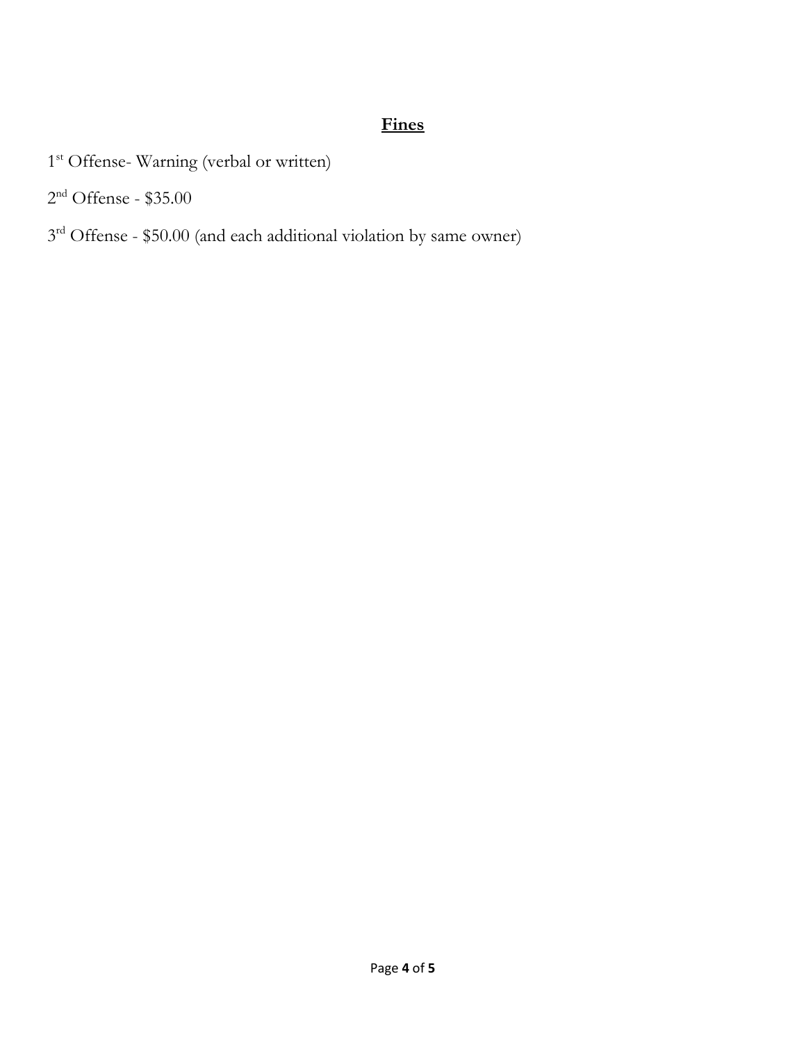## **Fines**

1st Offense- Warning (verbal or written)

2nd Offense - $35.00

3rd Offense - $50.00 (and each additional violation by same owner)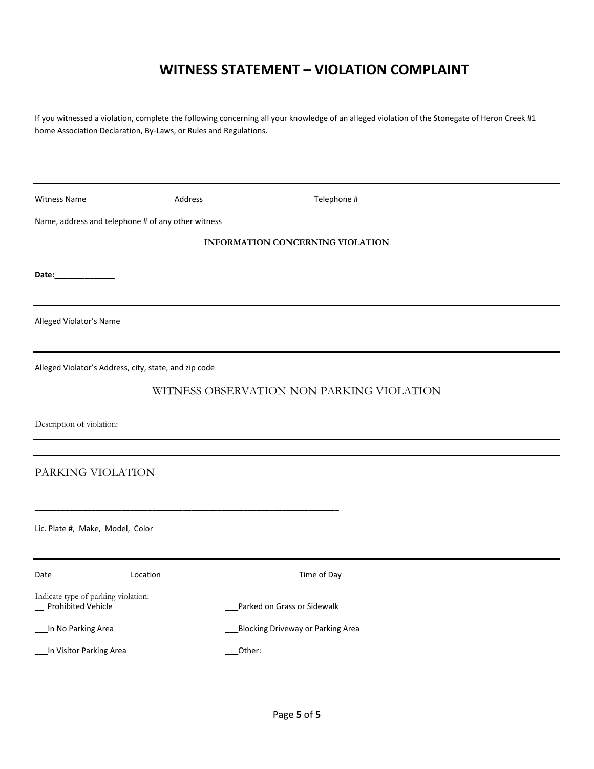# WITNESS STATEMENT – VIOLATION COMPLAINT

If you witnessed a violation, complete the following concerning all your knowledge of an alleged violation of the Stonegate of Heron Creek #1 home Association Declaration, By-Laws, or Rules and Regulations.

---

Witness Name Address Telephone #

Name, address and telephone # of any other witness

**INFORMATION CONCERNING VIOLATION**

**Date:______________**

---

Alleged Violator's Name

---

Alleged Violator's Address, city, state, and zip code

## WITNESS OBSERVATION-NON-PARKING VIOLATION

Description of violation:

---

---

## PARKING VIOLATION

____________________________________________________________________

Lic. Plate #, Make, Model, Color

---

Date Location Time of Day

Indicate type of parking violation:

___Prohibited Vehicle

___Parked on Grass or Sidewalk

___In No Parking Area

___Blocking Driveway or Parking Area

___In Visitor Parking Area

___Other: